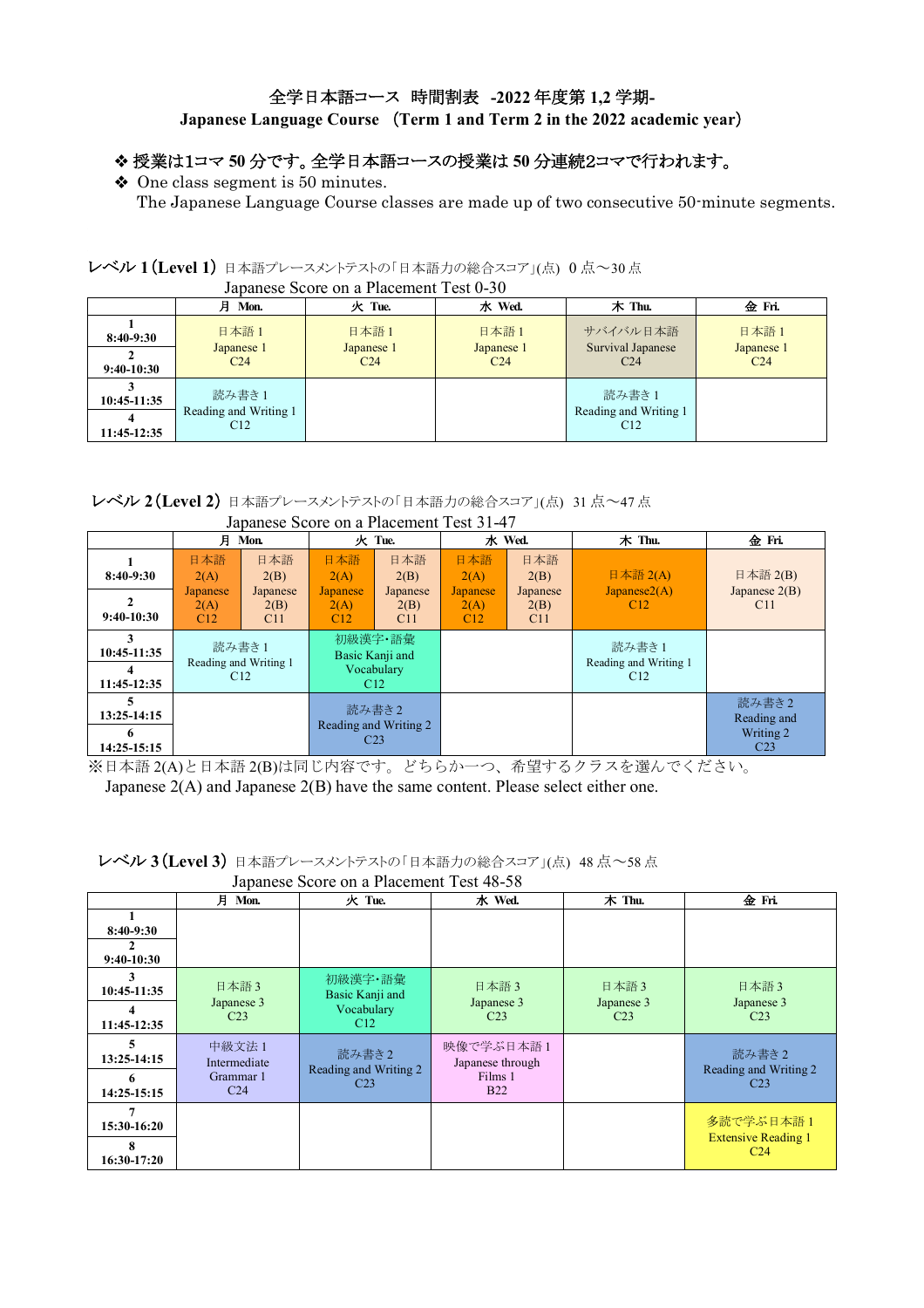# 全学日本語コース 時間割表 -2022 年度第 1,2 学期-

## Japanese Language Course （Term 1 and Term 2 in the 2022 academic year）

- ❖ 授業は1コマ 50 分です。全学日本語コースの授業は 50 分連続2コマで行われます。
- ❖ One class segment is 50 minutes.
  The Japanese Language Course classes are made up of two consecutive 50-minute segments.

### レベル 1（Level 1） 日本語プレースメントテストの「日本語力の総合スコア」(点) 0 点～30 点
Japanese Score on a Placement Test 0-30

| | 月 Mon. | 火 Tue. | 水 Wed. | 木 Thu. | 金 Fri. |
|---|---|---|---|---|---|
| 1 8:40-9:30 / 2 9:40-10:30 | 日本語 1 Japanese 1 C24 | 日本語 1 Japanese 1 C24 | 日本語 1 Japanese 1 C24 | サバイバル日本語 Survival Japanese C24 | 日本語 1 Japanese 1 C24 |
| 3 10:45-11:35 / 4 11:45-12:35 | 読み書き 1 Reading and Writing 1 C12 | | | 読み書き 1 Reading and Writing 1 C12 | |

### レベル 2（Level 2） 日本語プレースメントテストの「日本語力の総合スコア」(点) 31 点～47 点
Japanese Score on a Placement Test 31-47

| | 月 Mon. | | 火 Tue. | | 水 Wed. | | 木 Thu. | 金 Fri. |
|---|---|---|---|---|---|---|---|---|
| 1 8:40-9:30 / 2 9:40-10:30 | 日本語 2(A) Japanese 2(A) C12 | 日本語 2(B) Japanese 2(B) C11 | 日本語 2(A) Japanese 2(A) C12 | 日本語 2(B) Japanese 2(B) C11 | 日本語 2(A) Japanese 2(A) C12 | 日本語 2(B) Japanese 2(B) C11 | 日本語 2(A) Japanese2(A) C12 | 日本語 2(B) Japanese 2(B) C11 |
| 3 10:45-11:35 / 4 11:45-12:35 | 読み書き 1 Reading and Writing 1 C12 | | 初級漢字・語彙 Basic Kanji and Vocabulary C12 | | | | 読み書き 1 Reading and Writing 1 C12 | |
| 5 13:25-14:15 / 6 14:25-15:15 | | | 読み書き 2 Reading and Writing 2 C23 | | | | | 読み書き 2 Reading and Writing 2 C23 |

※日本語 2(A)と日本語 2(B)は同じ内容です。 どちらか一つ、希望するクラスを選んでください。
Japanese 2(A) and Japanese 2(B) have the same content. Please select either one.

### レベル 3（Level 3） 日本語プレースメントテストの「日本語力の総合スコア」(点) 48 点～58 点
Japanese Score on a Placement Test 48-58

| | 月 Mon. | 火 Tue. | 水 Wed. | 木 Thu. | 金 Fri. |
|---|---|---|---|---|---|
| 1 8:40-9:30 / 2 9:40-10:30 | | | | | |
| 3 10:45-11:35 / 4 11:45-12:35 | 日本語 3 Japanese 3 C23 | 初級漢字・語彙 Basic Kanji and Vocabulary C12 | 日本語 3 Japanese 3 C23 | 日本語 3 Japanese 3 C23 | 日本語 3 Japanese 3 C23 |
| 5 13:25-14:15 / 6 14:25-15:15 | 中級文法 1 Intermediate Grammar 1 C24 | 読み書き 2 Reading and Writing 2 C23 | 映像で学ぶ日本語 1 Japanese through Films 1 B22 | | 読み書き 2 Reading and Writing 2 C23 |
| 7 15:30-16:20 / 8 16:30-17:20 | | | | | 多読で学ぶ日本語 1 Extensive Reading 1 C24 |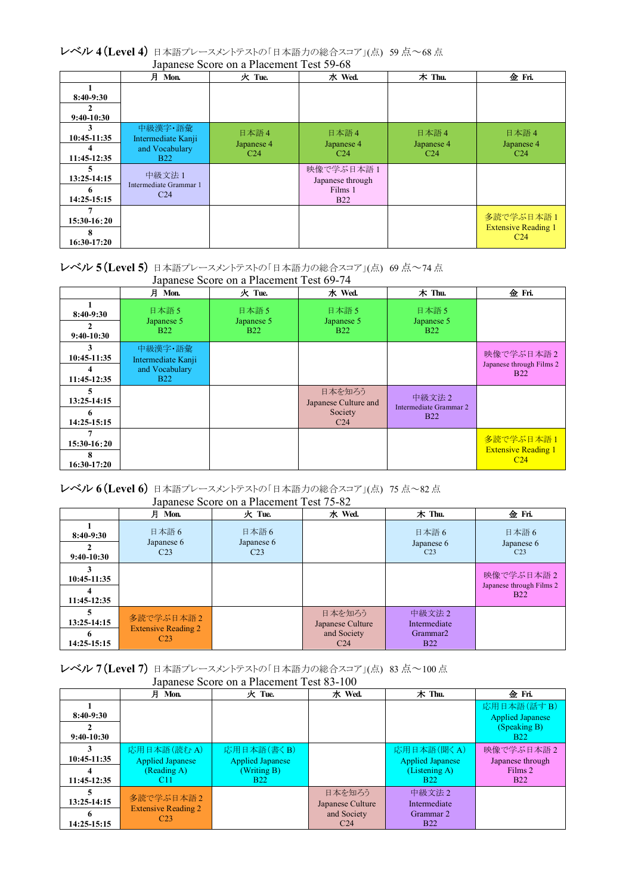**レベル 4（Level 4）** 日本語プレースメントテストの「日本語力の総合スコア」(点) 59 点〜68 点
Japanese Score on a Placement Test 59-68

| | 月 Mon. | 火 Tue. | 水 Wed. | 木 Thu. | 金 Fri. |
|---|---|---|---|---|---|
| 1 8:40-9:30 | | | | | |
| 2 9:40-10:30 | | | | | |
| 3 10:45-11:35 | 中級漢字･語彙 Intermediate Kanji and Vocabulary B22 | 日本語 4 Japanese 4 C24 | 日本語 4 Japanese 4 C24 | 日本語 4 Japanese 4 C24 | 日本語 4 Japanese 4 C24 |
| 4 11:45-12:35 | | | | | |
| 5 13:25-14:15 | 中級文法 1 Intermediate Grammar 1 C24 | | 映像で学ぶ日本語 1 Japanese through Films 1 B22 | | |
| 6 14:25-15:15 | | | | | |
| 7 15:30-16:20 | | | | | 多読で学ぶ日本語 1 Extensive Reading 1 C24 |
| 8 16:30-17:20 | | | | | |

**レベル 5（Level 5）** 日本語プレースメントテストの「日本語力の総合スコア」(点) 69 点〜74 点
Japanese Score on a Placement Test 69-74

| | 月 Mon. | 火 Tue. | 水 Wed. | 木 Thu. | 金 Fri. |
|---|---|---|---|---|---|
| 1 8:40-9:30 | 日本語 5 Japanese 5 B22 | 日本語 5 Japanese 5 B22 | 日本語 5 Japanese 5 B22 | 日本語 5 Japanese 5 B22 | |
| 2 9:40-10:30 | | | | | |
| 3 10:45-11:35 | 中級漢字･語彙 Intermediate Kanji and Vocabulary B22 | | | | 映像で学ぶ日本語 2 Japanese through Films 2 B22 |
| 4 11:45-12:35 | | | | | |
| 5 13:25-14:15 | | | 日本を知ろう Japanese Culture and Society C24 | 中級文法 2 Intermediate Grammar 2 B22 | |
| 6 14:25-15:15 | | | | | |
| 7 15:30-16:20 | | | | | 多読で学ぶ日本語 1 Extensive Reading 1 C24 |
| 8 16:30-17:20 | | | | | |

**レベル 6（Level 6）** 日本語プレースメントテストの「日本語力の総合スコア」(点) 75 点〜82 点
Japanese Score on a Placement Test 75-82

| | 月 Mon. | 火 Tue. | 水 Wed. | 木 Thu. | 金 Fri. |
|---|---|---|---|---|---|
| 1 8:40-9:30 | 日本語 6 Japanese 6 C23 | 日本語 6 Japanese 6 C23 | | 日本語 6 Japanese 6 C23 | 日本語 6 Japanese 6 C23 |
| 2 9:40-10:30 | | | | | |
| 3 10:45-11:35 | | | | | 映像で学ぶ日本語 2 Japanese through Films 2 B22 |
| 4 11:45-12:35 | | | | | |
| 5 13:25-14:15 | 多読で学ぶ日本語 2 Extensive Reading 2 C23 | | 日本を知ろう Japanese Culture and Society C24 | 中級文法 2 Intermediate Grammar2 B22 | |
| 6 14:25-15:15 | | | | | |

**レベル 7（Level 7）** 日本語プレースメントテストの「日本語力の総合スコア」(点) 83 点〜100 点
Japanese Score on a Placement Test 83-100

| | 月 Mon. | 火 Tue. | 水 Wed. | 木 Thu. | 金 Fri. |
|---|---|---|---|---|---|
| 1 8:40-9:30 | | | | | 応用日本語（話す B） Applied Japanese (Speaking B) B22 |
| 2 9:40-10:30 | | | | | |
| 3 10:45-11:35 | 応用日本語（読む A） Applied Japanese (Reading A) C11 | 応用日本語（書く B） Applied Japanese (Writing B) B22 | | 応用日本語（聞く A） Applied Japanese (Listening A) B22 | 映像で学ぶ日本語 2 Japanese through Films 2 B22 |
| 4 11:45-12:35 | | | | | |
| 5 13:25-14:15 | 多読で学ぶ日本語 2 Extensive Reading 2 C23 | | 日本を知ろう Japanese Culture and Society C24 | 中級文法 2 Intermediate Grammar 2 B22 | |
| 6 14:25-15:15 | | | | | |